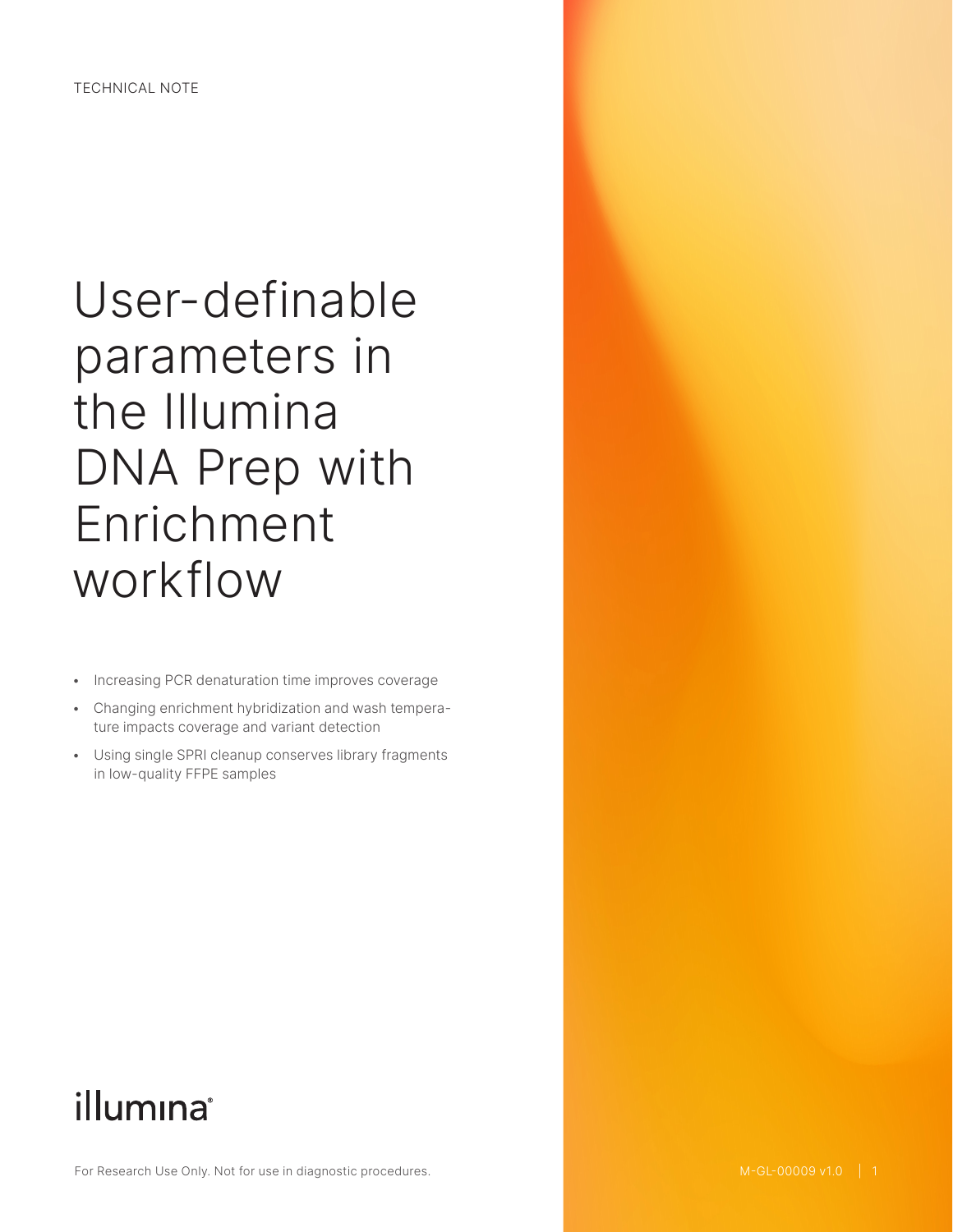TECHNICAL NOTE

# User-definable parameters in the Illumina DNA Prep with Enrichment workflow

- Increasing PCR denaturation time improves coverage
- Changing enrichment hybridization and wash temperature impacts coverage and variant detection
- Using single SPRI cleanup conserves library fragments in low-quality FFPE samples

illumina®

For Research Use Only. Not for use in diagnostic procedures.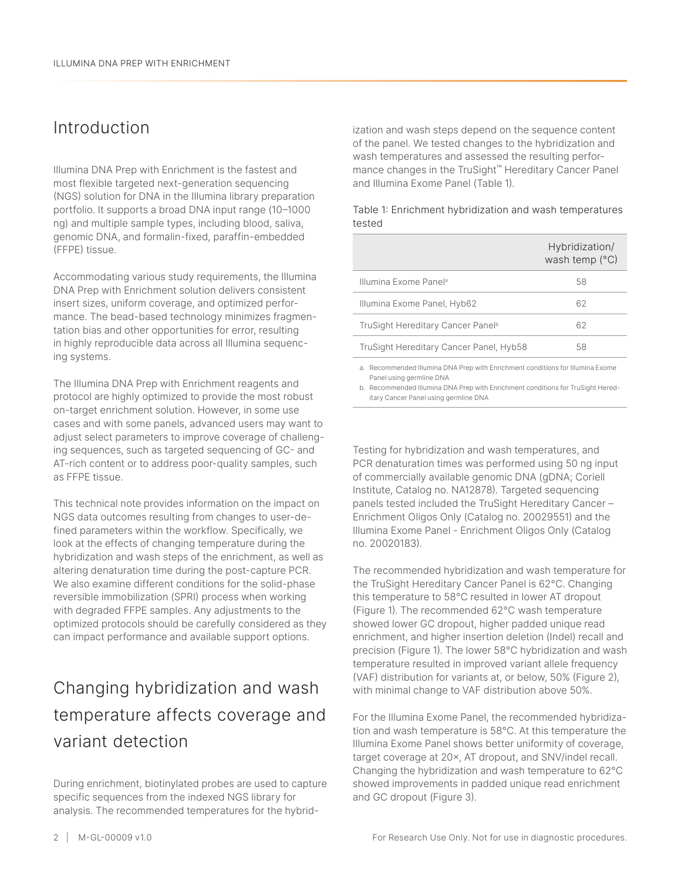## Introduction

Illumina DNA Prep with Enrichment is the fastest and most flexible targeted next-generation sequencing (NGS) solution for DNA in the Illumina library preparation portfolio. It supports a broad DNA input range (10–1000 ng) and multiple sample types, including blood, saliva, genomic DNA, and formalin-fixed, paraffin-embedded (FFPE) tissue.

Accommodating various study requirements, the Illumina DNA Prep with Enrichment solution delivers consistent insert sizes, uniform coverage, and optimized performance. The bead-based technology minimizes fragmentation bias and other opportunities for error, resulting in highly reproducible data across all Illumina sequencing systems.

The Illumina DNA Prep with Enrichment reagents and protocol are highly optimized to provide the most robust on-target enrichment solution. However, in some use cases and with some panels, advanced users may want to adjust select parameters to improve coverage of challenging sequences, such as targeted sequencing of GC- and AT-rich content or to address poor-quality samples, such as FFPE tissue.

This technical note provides information on the impact on NGS data outcomes resulting from changes to user-defined parameters within the workflow. Specifically, we look at the effects of changing temperature during the hybridization and wash steps of the enrichment, as well as altering denaturation time during the post-capture PCR. We also examine different conditions for the solid-phase reversible immobilization (SPRI) process when working with degraded FFPE samples. Any adjustments to the optimized protocols should be carefully considered as they can impact performance and available support options.

## Changing hybridization and wash temperature affects coverage and variant detection

During enrichment, biotinylated probes are used to capture specific sequences from the indexed NGS library for analysis. The recommended temperatures for the hybridization and wash steps depend on the sequence content of the panel. We tested changes to the hybridization and wash temperatures and assessed the resulting performance changes in the TruSight™ Hereditary Cancer Panel and Illumina Exome Panel (Table 1).

Table 1: Enrichment hybridization and wash temperatures tested

| | Hybridization/ wash temp (°C) |
|---|---|
| Illumina Exome Panel[a] | 58 |
| Illumina Exome Panel, Hyb62 | 62 |
| TruSight Hereditary Cancer Panel[b] | 62 |
| TruSight Hereditary Cancer Panel, Hyb58 | 58 |

a. Recommended Illumina DNA Prep with Enrichment conditions for Illumina Exome Panel using germline DNA

b. Recommended Illumina DNA Prep with Enrichment conditions for TruSight Hereditary Cancer Panel using germline DNA

Testing for hybridization and wash temperatures, and PCR denaturation times was performed using 50 ng input of commercially available genomic DNA (gDNA; Coriell Institute, Catalog no. NA12878). Targeted sequencing panels tested included the TruSight Hereditary Cancer – Enrichment Oligos Only (Catalog no. 20029551) and the Illumina Exome Panel - Enrichment Oligos Only (Catalog no. 20020183).

The recommended hybridization and wash temperature for the TruSight Hereditary Cancer Panel is 62°C. Changing this temperature to 58°C resulted in lower AT dropout (Figure 1). The recommended 62°C wash temperature showed lower GC dropout, higher padded unique read enrichment, and higher insertion deletion (Indel) recall and precision (Figure 1). The lower 58°C hybridization and wash temperature resulted in improved variant allele frequency (VAF) distribution for variants at, or below, 50% (Figure 2), with minimal change to VAF distribution above 50%.

For the Illumina Exome Panel, the recommended hybridization and wash temperature is 58°C. At this temperature the Illumina Exome Panel shows better uniformity of coverage, target coverage at 20×, AT dropout, and SNV/indel recall. Changing the hybridization and wash temperature to 62°C showed improvements in padded unique read enrichment and GC dropout (Figure 3).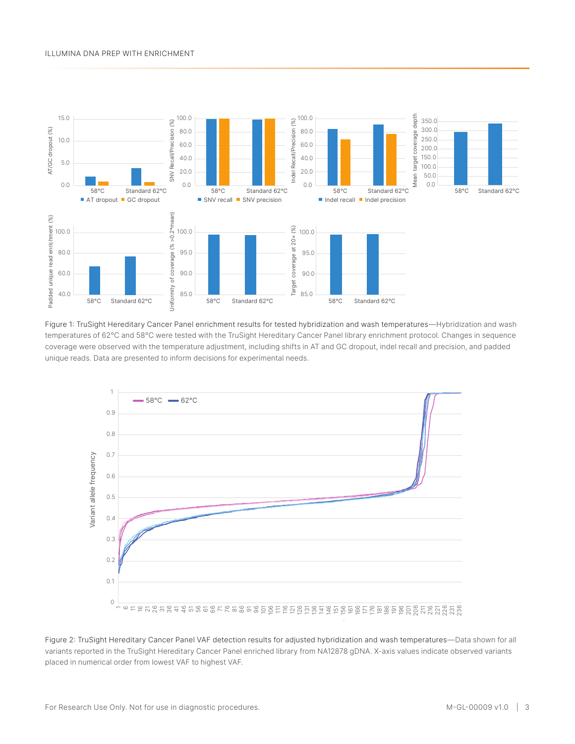Figure 1: TruSight Hereditary Cancer Panel enrichment results for tested hybridization and wash temperatures—Hybridization and wash temperatures of 62°C and 58°C were tested with the TruSight Hereditary Cancer Panel library enrichment protocol. Changes in sequence coverage were observed with the temperature adjustment, including shifts in AT and GC dropout, indel recall and precision, and padded unique reads. Data are presented to inform decisions for experimental needs.

Figure 2: TruSight Hereditary Cancer Panel VAF detection results for adjusted hybridization and wash temperatures—Data shown for all variants reported in the TruSight Hereditary Cancer Panel enriched library from NA12878 gDNA. X-axis values indicate observed variants placed in numerical order from lowest VAF to highest VAF.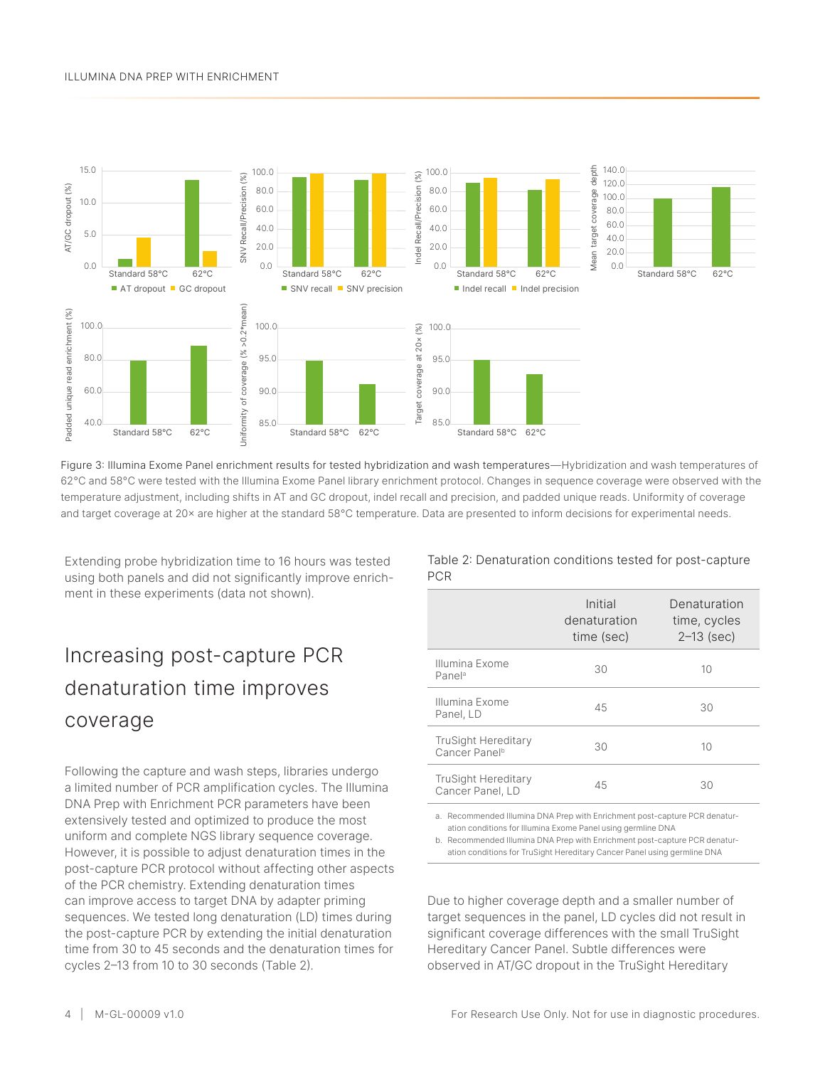Figure 3: Illumina Exome Panel enrichment results for tested hybridization and wash temperatures—Hybridization and wash temperatures of 62°C and 58°C were tested with the Illumina Exome Panel library enrichment protocol. Changes in sequence coverage were observed with the temperature adjustment, including shifts in AT and GC dropout, indel recall and precision, and padded unique reads. Uniformity of coverage and target coverage at 20× are higher at the standard 58°C temperature. Data are presented to inform decisions for experimental needs.

Extending probe hybridization time to 16 hours was tested using both panels and did not significantly improve enrichment in these experiments (data not shown).

## Increasing post-capture PCR denaturation time improves coverage

Following the capture and wash steps, libraries undergo a limited number of PCR amplification cycles. The Illumina DNA Prep with Enrichment PCR parameters have been extensively tested and optimized to produce the most uniform and complete NGS library sequence coverage. However, it is possible to adjust denaturation times in the post-capture PCR protocol without affecting other aspects of the PCR chemistry. Extending denaturation times can improve access to target DNA by adapter priming sequences. We tested long denaturation (LD) times during the post-capture PCR by extending the initial denaturation time from 30 to 45 seconds and the denaturation times for cycles 2–13 from 10 to 30 seconds (Table 2).

Table 2: Denaturation conditions tested for post-capture PCR

| | Initial denaturation time (sec) | Denaturation time, cycles 2–13 (sec) |
|---|---|---|
| Illumina Exome Panel[a] | 30 | 10 |
| Illumina Exome Panel, LD | 45 | 30 |
| TruSight Hereditary Cancer Panel[b] | 30 | 10 |
| TruSight Hereditary Cancer Panel, LD | 45 | 30 |

a. Recommended Illumina DNA Prep with Enrichment post-capture PCR denaturation conditions for Illumina Exome Panel using germline DNA

b. Recommended Illumina DNA Prep with Enrichment post-capture PCR denaturation conditions for TruSight Hereditary Cancer Panel using germline DNA

Due to higher coverage depth and a smaller number of target sequences in the panel, LD cycles did not result in significant coverage differences with the small TruSight Hereditary Cancer Panel. Subtle differences were observed in AT/GC dropout in the TruSight Hereditary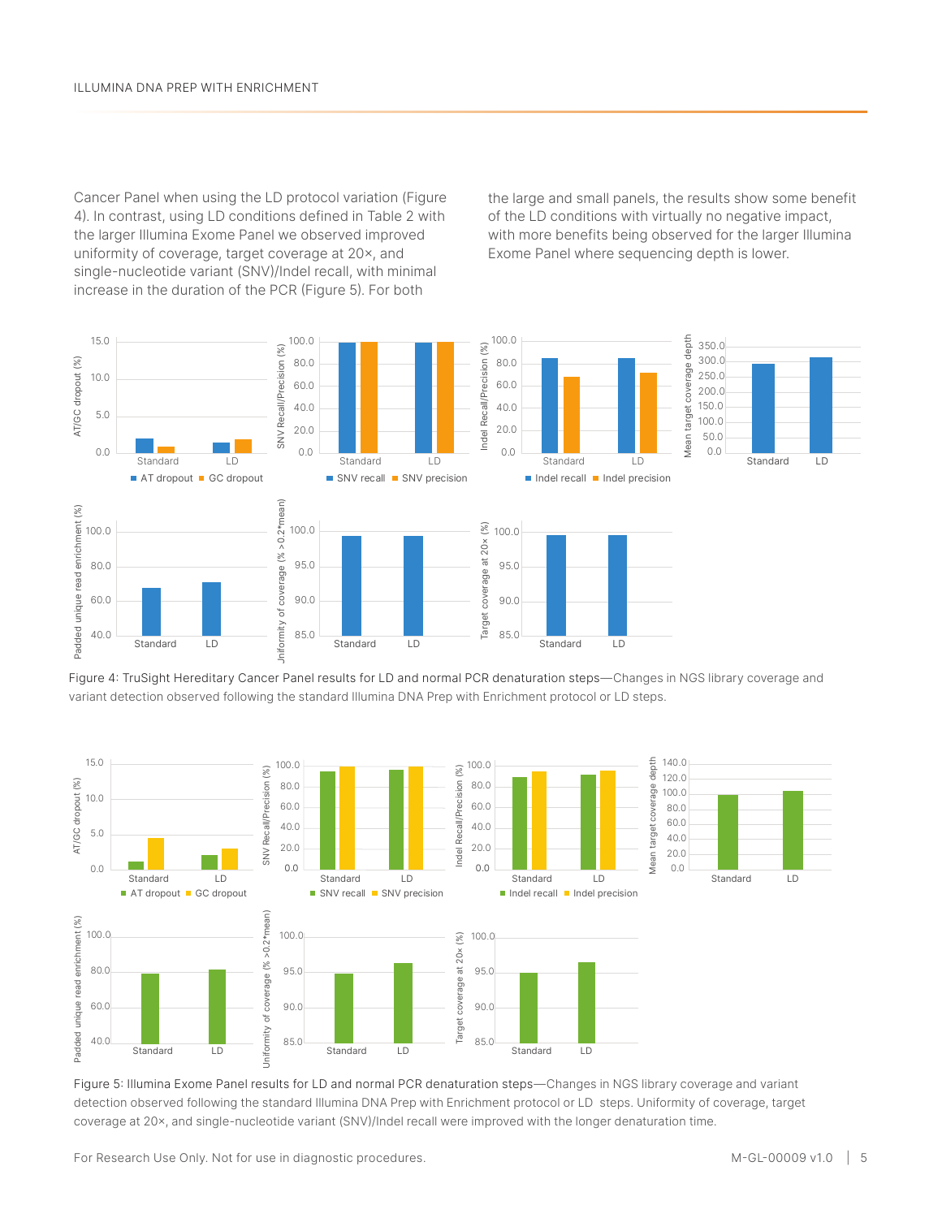Cancer Panel when using the LD protocol variation (Figure 4). In contrast, using LD conditions defined in Table 2 with the larger Illumina Exome Panel we observed improved uniformity of coverage, target coverage at 20×, and single-nucleotide variant (SNV)/Indel recall, with minimal increase in the duration of the PCR (Figure 5). For both the large and small panels, the results show some benefit of the LD conditions with virtually no negative impact, with more benefits being observed for the larger Illumina Exome Panel where sequencing depth is lower.

Figure 4: TruSight Hereditary Cancer Panel results for LD and normal PCR denaturation steps—Changes in NGS library coverage and variant detection observed following the standard Illumina DNA Prep with Enrichment protocol or LD steps.

Figure 5: Illumina Exome Panel results for LD and normal PCR denaturation steps—Changes in NGS library coverage and variant detection observed following the standard Illumina DNA Prep with Enrichment protocol or LD steps. Uniformity of coverage, target coverage at 20×, and single-nucleotide variant (SNV)/Indel recall were improved with the longer denaturation time.

For Research Use Only. Not for use in diagnostic procedures.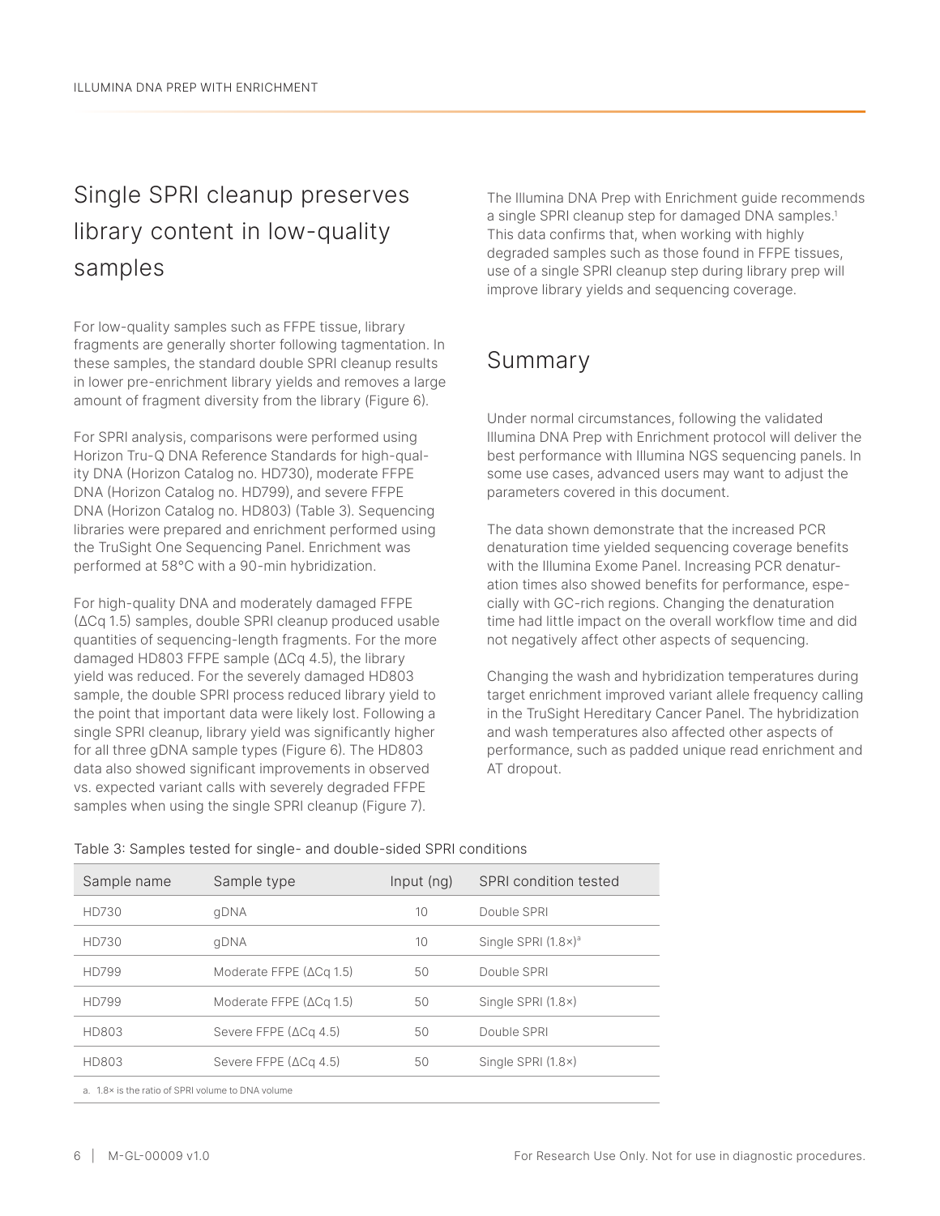## Single SPRI cleanup preserves library content in low-quality samples

For low-quality samples such as FFPE tissue, library fragments are generally shorter following tagmentation. In these samples, the standard double SPRI cleanup results in lower pre-enrichment library yields and removes a large amount of fragment diversity from the library (Figure 6).

For SPRI analysis, comparisons were performed using Horizon Tru-Q DNA Reference Standards for high-quality DNA (Horizon Catalog no. HD730), moderate FFPE DNA (Horizon Catalog no. HD799), and severe FFPE DNA (Horizon Catalog no. HD803) (Table 3). Sequencing libraries were prepared and enrichment performed using the TruSight One Sequencing Panel. Enrichment was performed at 58°C with a 90-min hybridization.

For high-quality DNA and moderately damaged FFPE (ΔCq 1.5) samples, double SPRI cleanup produced usable quantities of sequencing-length fragments. For the more damaged HD803 FFPE sample (ΔCq 4.5), the library yield was reduced. For the severely damaged HD803 sample, the double SPRI process reduced library yield to the point that important data were likely lost. Following a single SPRI cleanup, library yield was significantly higher for all three gDNA sample types (Figure 6). The HD803 data also showed significant improvements in observed vs. expected variant calls with severely degraded FFPE samples when using the single SPRI cleanup (Figure 7).

The Illumina DNA Prep with Enrichment guide recommends a single SPRI cleanup step for damaged DNA samples.[1] This data confirms that, when working with highly degraded samples such as those found in FFPE tissues, use of a single SPRI cleanup step during library prep will improve library yields and sequencing coverage.

## Summary

Under normal circumstances, following the validated Illumina DNA Prep with Enrichment protocol will deliver the best performance with Illumina NGS sequencing panels. In some use cases, advanced users may want to adjust the parameters covered in this document.

The data shown demonstrate that the increased PCR denaturation time yielded sequencing coverage benefits with the Illumina Exome Panel. Increasing PCR denaturation times also showed benefits for performance, especially with GC-rich regions. Changing the denaturation time had little impact on the overall workflow time and did not negatively affect other aspects of sequencing.

Changing the wash and hybridization temperatures during target enrichment improved variant allele frequency calling in the TruSight Hereditary Cancer Panel. The hybridization and wash temperatures also affected other aspects of performance, such as padded unique read enrichment and AT dropout.

Table 3: Samples tested for single- and double-sided SPRI conditions

| Sample name | Sample type | Input (ng) | SPRI condition tested |
|---|---|---|---|
| HD730 | gDNA | 10 | Double SPRI |
| HD730 | gDNA | 10 | Single SPRI (1.8×)[a] |
| HD799 | Moderate FFPE (ΔCq 1.5) | 50 | Double SPRI |
| HD799 | Moderate FFPE (ΔCq 1.5) | 50 | Single SPRI (1.8×) |
| HD803 | Severe FFPE (ΔCq 4.5) | 50 | Double SPRI |
| HD803 | Severe FFPE (ΔCq 4.5) | 50 | Single SPRI (1.8×) |

a. 1.8× is the ratio of SPRI volume to DNA volume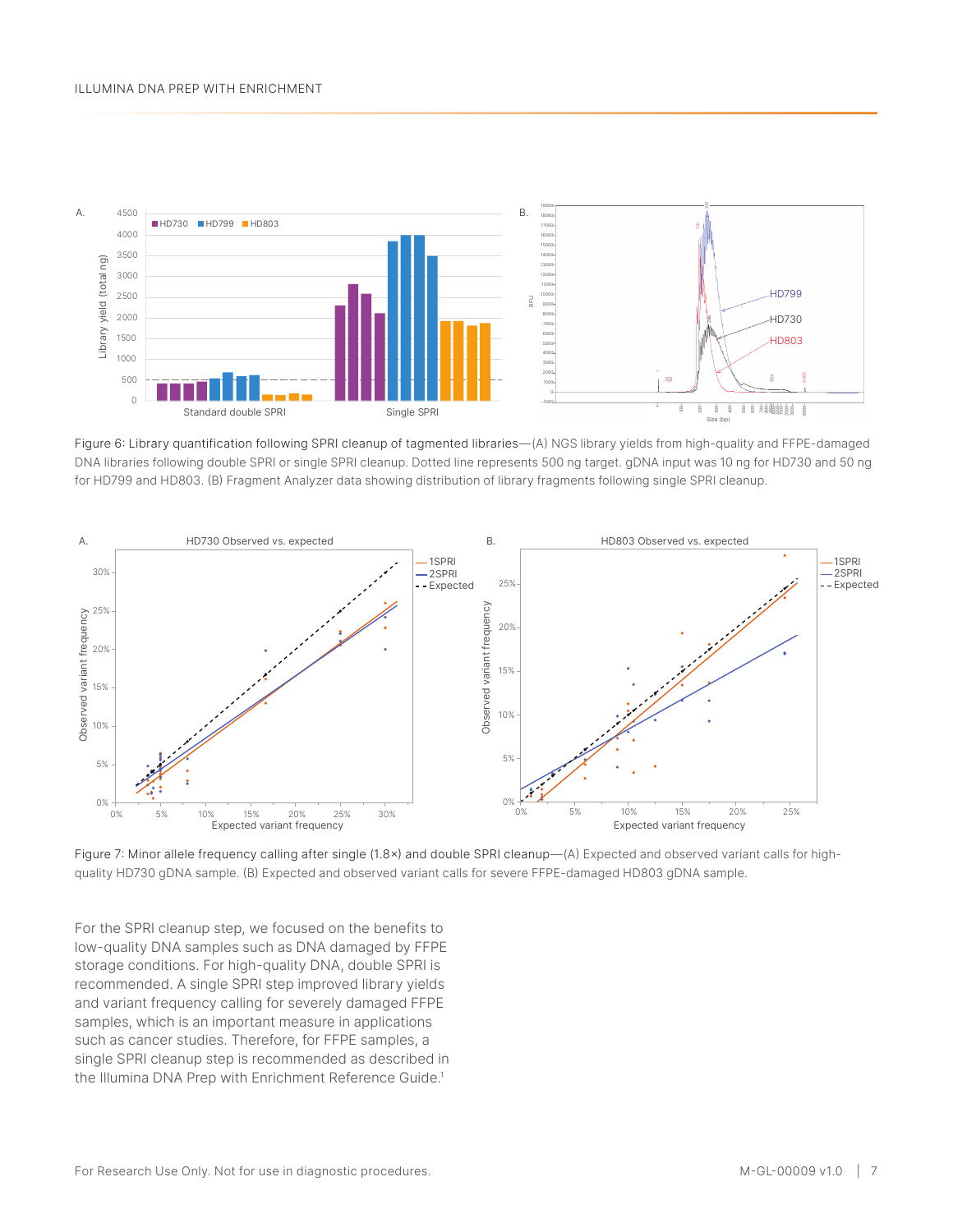Figure 6: Library quantification following SPRI cleanup of tagmented libraries—(A) NGS library yields from high-quality and FFPE-damaged DNA libraries following double SPRI or single SPRI cleanup. Dotted line represents 500 ng target. gDNA input was 10 ng for HD730 and 50 ng for HD799 and HD803. (B) Fragment Analyzer data showing distribution of library fragments following single SPRI cleanup.

Figure 7: Minor allele frequency calling after single (1.8×) and double SPRI cleanup—(A) Expected and observed variant calls for high-quality HD730 gDNA sample. (B) Expected and observed variant calls for severe FFPE-damaged HD803 gDNA sample.

For the SPRI cleanup step, we focused on the benefits to low-quality DNA samples such as DNA damaged by FFPE storage conditions. For high-quality DNA, double SPRI is recommended. A single SPRI step improved library yields and variant frequency calling for severely damaged FFPE samples, which is an important measure in applications such as cancer studies. Therefore, for FFPE samples, a single SPRI cleanup step is recommended as described in the Illumina DNA Prep with Enrichment Reference Guide.[1]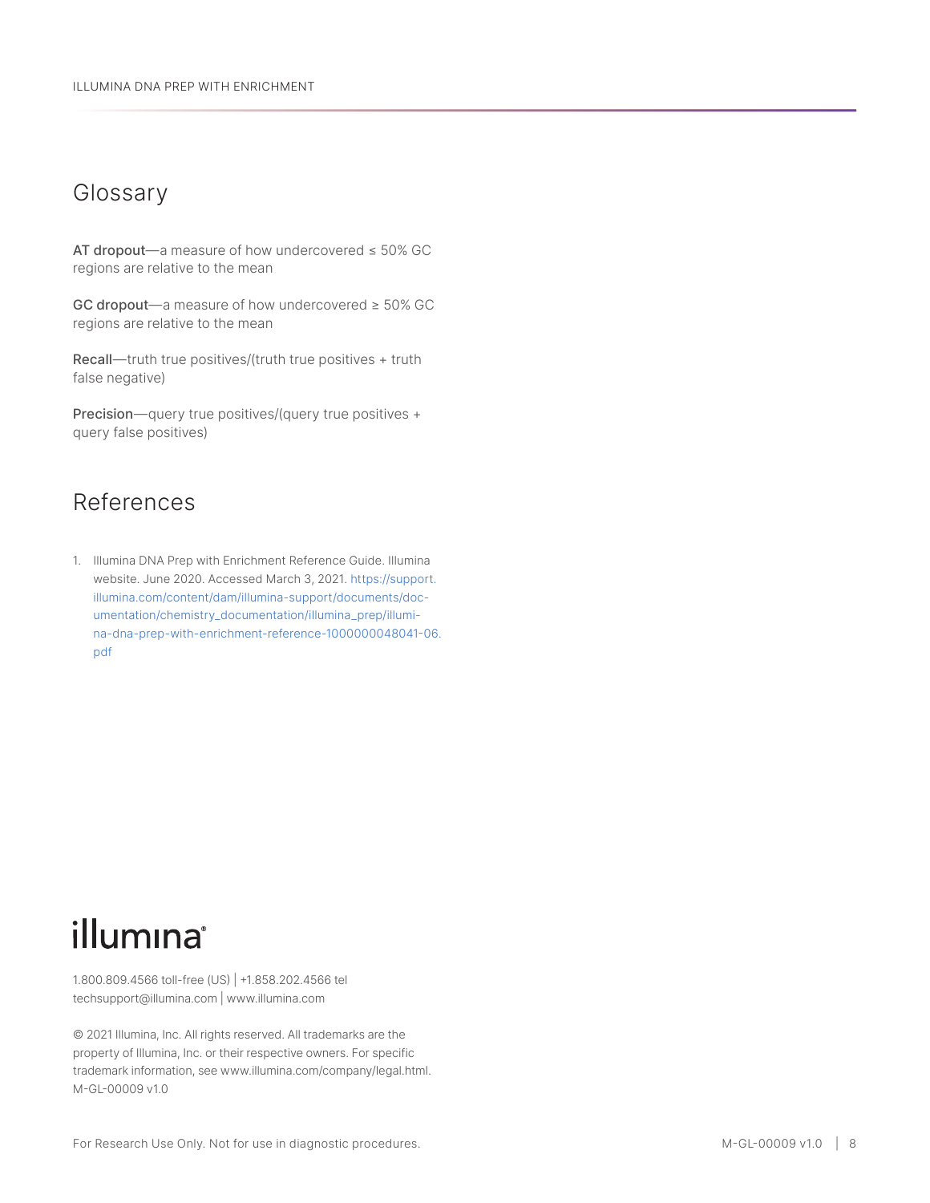## Glossary

**AT dropout**—a measure of how undercovered ≤ 50% GC regions are relative to the mean

**GC dropout**—a measure of how undercovered ≥ 50% GC regions are relative to the mean

**Recall**—truth true positives/(truth true positives + truth false negative)

**Precision**—query true positives/(query true positives + query false positives)

## References

1. Illumina DNA Prep with Enrichment Reference Guide. Illumina website. June 2020. Accessed March 3, 2021. https://support.illumina.com/content/dam/illumina-support/documents/documentation/chemistry_documentation/illumina_prep/illumina-dna-prep-with-enrichment-reference-1000000048041-06.pdf

illumina®

1.800.809.4566 toll-free (US) | +1.858.202.4566 tel
techsupport@illumina.com | www.illumina.com

© 2021 Illumina, Inc. All rights reserved. All trademarks are the property of Illumina, Inc. or their respective owners. For specific trademark information, see www.illumina.com/company/legal.html.
M-GL-00009 v1.0

For Research Use Only. Not for use in diagnostic procedures.